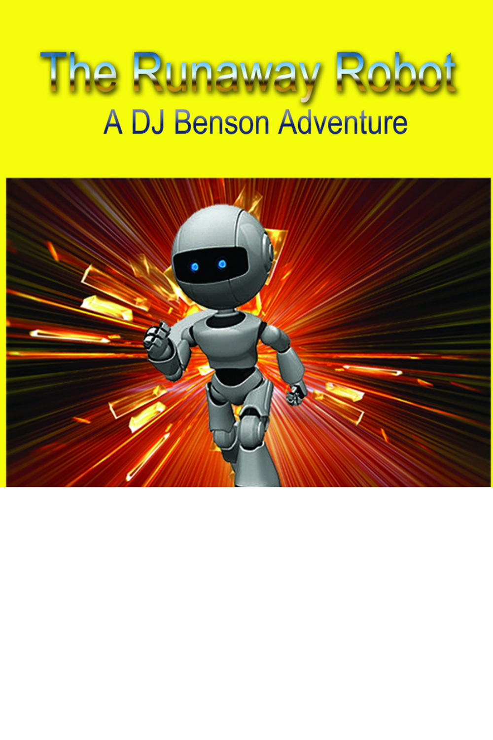# The Runaway Robot

## A DJ Benson Adventure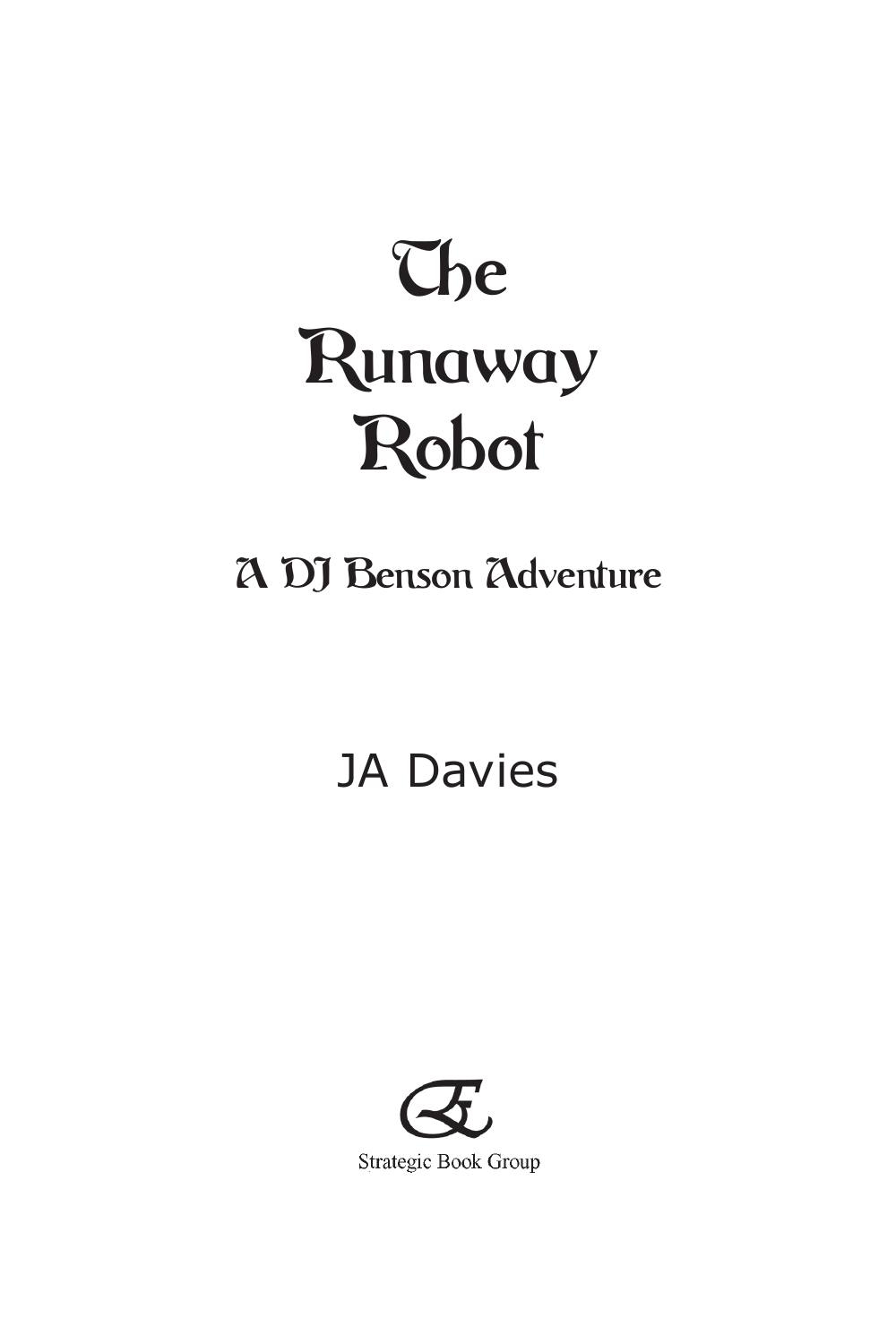# The Runaway Robot

## A DJ Benson Adventure

JA Davies

Strategic Book Group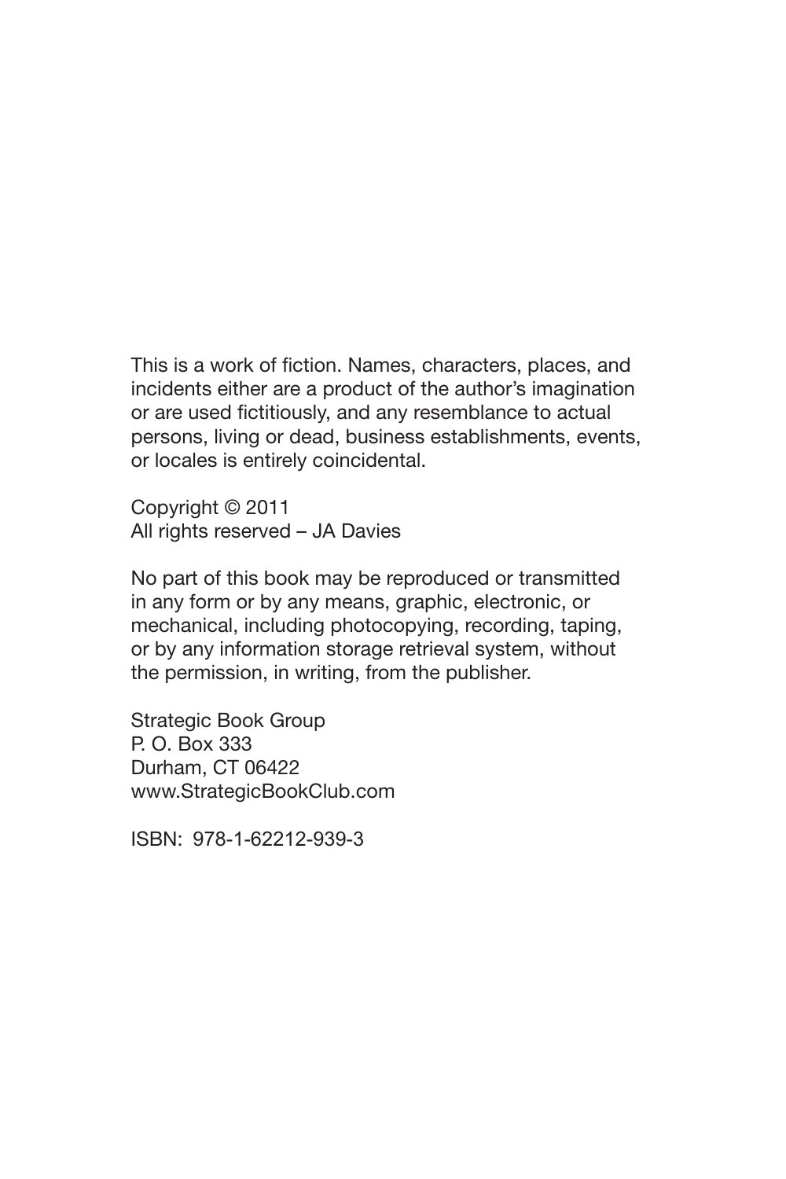This is a work of fiction. Names, characters, places, and incidents either are a product of the author's imagination or are used fictitiously, and any resemblance to actual persons, living or dead, business establishments, events, or locales is entirely coincidental.

Copyright © 2011
All rights reserved – JA Davies

No part of this book may be reproduced or transmitted in any form or by any means, graphic, electronic, or mechanical, including photocopying, recording, taping, or by any information storage retrieval system, without the permission, in writing, from the publisher.

Strategic Book Group
P. O. Box 333
Durham, CT 06422
www.StrategicBookClub.com

ISBN: 978-1-62212-939-3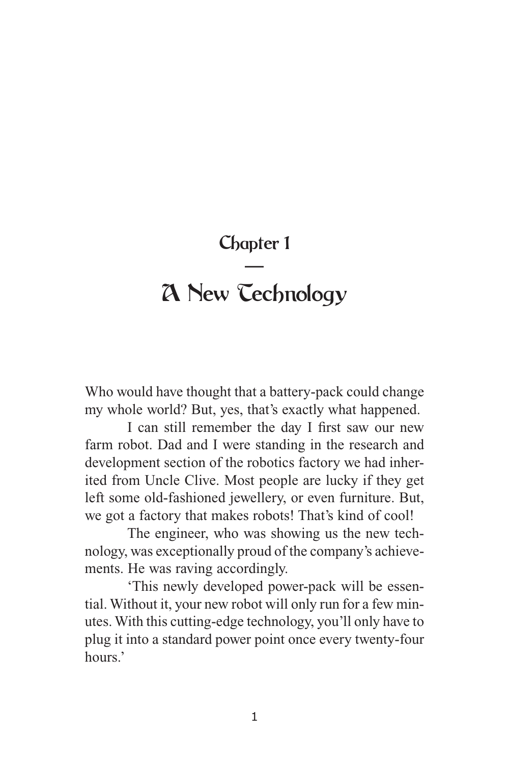# Chapter 1

## A New Technology

Who would have thought that a battery-pack could change my whole world? But, yes, that's exactly what happened.

I can still remember the day I first saw our new farm robot. Dad and I were standing in the research and development section of the robotics factory we had inherited from Uncle Clive. Most people are lucky if they get left some old-fashioned jewellery, or even furniture. But, we got a factory that makes robots! That's kind of cool!

The engineer, who was showing us the new technology, was exceptionally proud of the company's achievements. He was raving accordingly.

'This newly developed power-pack will be essential. Without it, your new robot will only run for a few minutes. With this cutting-edge technology, you'll only have to plug it into a standard power point once every twenty-four hours.'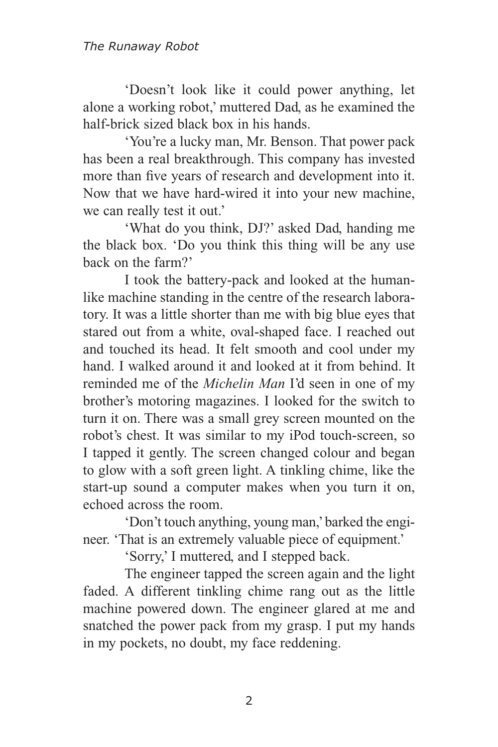'Doesn't look like it could power anything, let alone a working robot,' muttered Dad, as he examined the half-brick sized black box in his hands.

'You're a lucky man, Mr. Benson. That power pack has been a real breakthrough. This company has invested more than five years of research and development into it. Now that we have hard-wired it into your new machine, we can really test it out.'

'What do you think, DJ?' asked Dad, handing me the black box. 'Do you think this thing will be any use back on the farm?'

I took the battery-pack and looked at the human-like machine standing in the centre of the research laboratory. It was a little shorter than me with big blue eyes that stared out from a white, oval-shaped face. I reached out and touched its head. It felt smooth and cool under my hand. I walked around it and looked at it from behind. It reminded me of the *Michelin Man* I'd seen in one of my brother's motoring magazines. I looked for the switch to turn it on. There was a small grey screen mounted on the robot's chest. It was similar to my iPod touch-screen, so I tapped it gently. The screen changed colour and began to glow with a soft green light. A tinkling chime, like the start-up sound a computer makes when you turn it on, echoed across the room.

'Don't touch anything, young man,' barked the engineer. 'That is an extremely valuable piece of equipment.'

'Sorry,' I muttered, and I stepped back.

The engineer tapped the screen again and the light faded. A different tinkling chime rang out as the little machine powered down. The engineer glared at me and snatched the power pack from my grasp. I put my hands in my pockets, no doubt, my face reddening.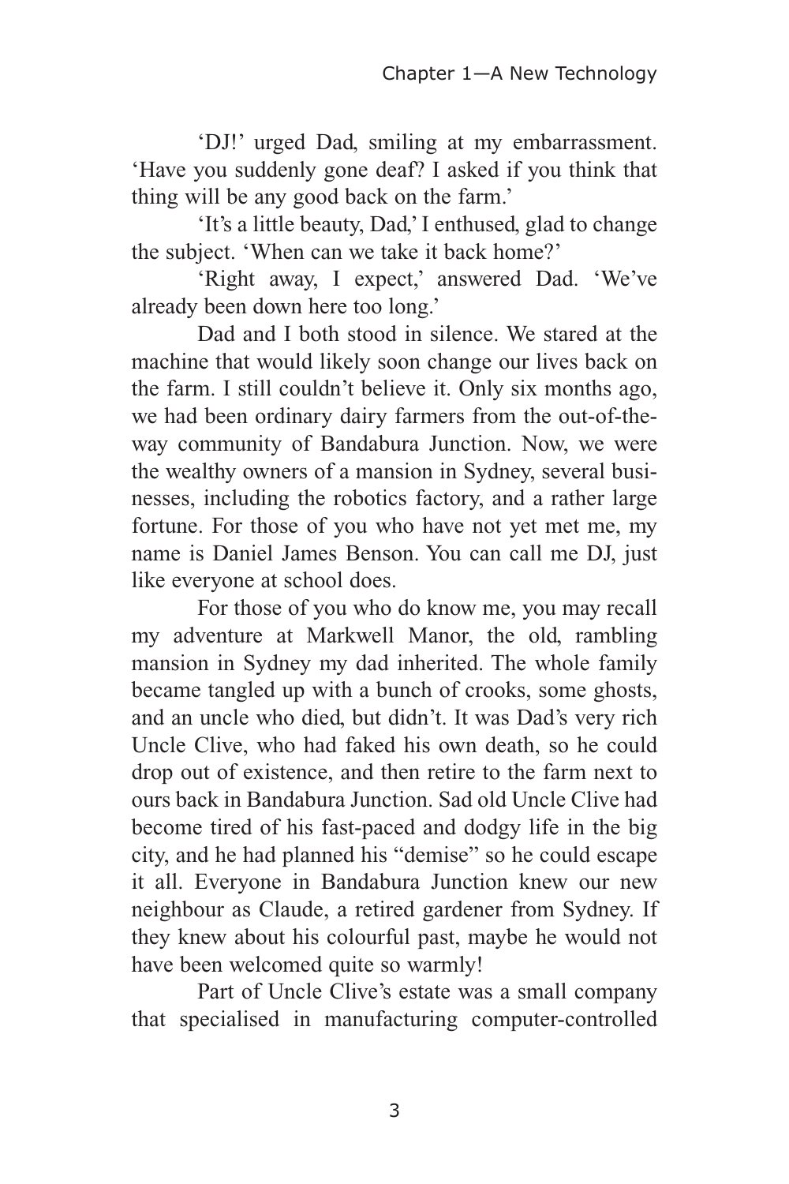'DJ!' urged Dad, smiling at my embarrassment. 'Have you suddenly gone deaf? I asked if you think that thing will be any good back on the farm.'

'It's a little beauty, Dad,' I enthused, glad to change the subject. 'When can we take it back home?'

'Right away, I expect,' answered Dad. 'We've already been down here too long.'

Dad and I both stood in silence. We stared at the machine that would likely soon change our lives back on the farm. I still couldn't believe it. Only six months ago, we had been ordinary dairy farmers from the out-of-the-way community of Bandabura Junction. Now, we were the wealthy owners of a mansion in Sydney, several businesses, including the robotics factory, and a rather large fortune. For those of you who have not yet met me, my name is Daniel James Benson. You can call me DJ, just like everyone at school does.

For those of you who do know me, you may recall my adventure at Markwell Manor, the old, rambling mansion in Sydney my dad inherited. The whole family became tangled up with a bunch of crooks, some ghosts, and an uncle who died, but didn't. It was Dad's very rich Uncle Clive, who had faked his own death, so he could drop out of existence, and then retire to the farm next to ours back in Bandabura Junction. Sad old Uncle Clive had become tired of his fast-paced and dodgy life in the big city, and he had planned his "demise" so he could escape it all. Everyone in Bandabura Junction knew our new neighbour as Claude, a retired gardener from Sydney. If they knew about his colourful past, maybe he would not have been welcomed quite so warmly!

Part of Uncle Clive's estate was a small company that specialised in manufacturing computer-controlled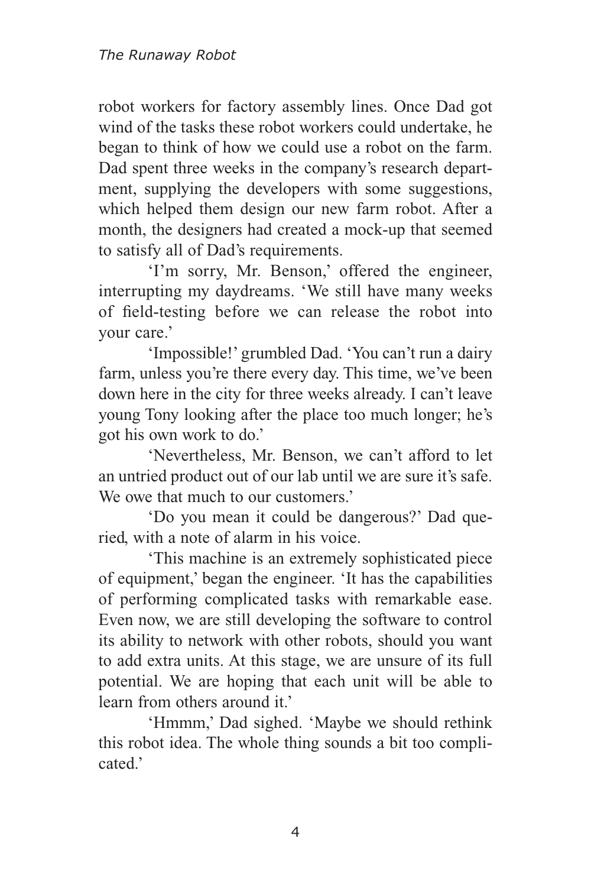robot workers for factory assembly lines. Once Dad got wind of the tasks these robot workers could undertake, he began to think of how we could use a robot on the farm. Dad spent three weeks in the company's research department, supplying the developers with some suggestions, which helped them design our new farm robot. After a month, the designers had created a mock-up that seemed to satisfy all of Dad's requirements.

'I'm sorry, Mr. Benson,' offered the engineer, interrupting my daydreams. 'We still have many weeks of field-testing before we can release the robot into your care.'

'Impossible!' grumbled Dad. 'You can't run a dairy farm, unless you're there every day. This time, we've been down here in the city for three weeks already. I can't leave young Tony looking after the place too much longer; he's got his own work to do.'

'Nevertheless, Mr. Benson, we can't afford to let an untried product out of our lab until we are sure it's safe. We owe that much to our customers.'

'Do you mean it could be dangerous?' Dad queried, with a note of alarm in his voice.

'This machine is an extremely sophisticated piece of equipment,' began the engineer. 'It has the capabilities of performing complicated tasks with remarkable ease. Even now, we are still developing the software to control its ability to network with other robots, should you want to add extra units. At this stage, we are unsure of its full potential. We are hoping that each unit will be able to learn from others around it.'

'Hmmm,' Dad sighed. 'Maybe we should rethink this robot idea. The whole thing sounds a bit too complicated.'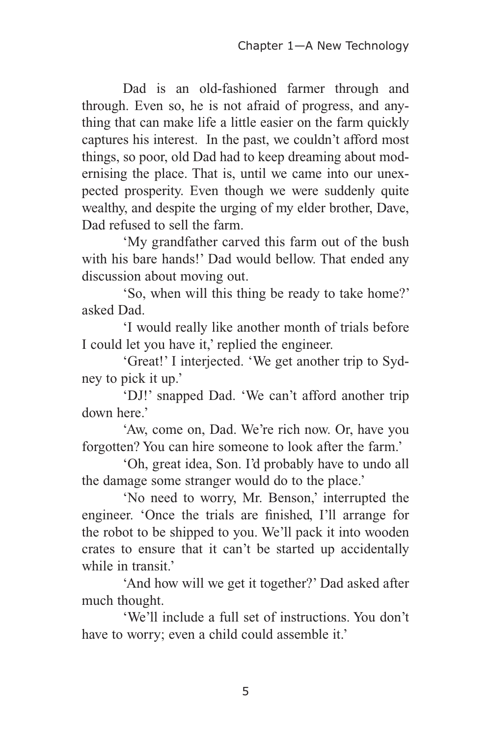Dad is an old-fashioned farmer through and through. Even so, he is not afraid of progress, and anything that can make life a little easier on the farm quickly captures his interest. In the past, we couldn't afford most things, so poor, old Dad had to keep dreaming about modernising the place. That is, until we came into our unexpected prosperity. Even though we were suddenly quite wealthy, and despite the urging of my elder brother, Dave, Dad refused to sell the farm.

'My grandfather carved this farm out of the bush with his bare hands!' Dad would bellow. That ended any discussion about moving out.

'So, when will this thing be ready to take home?' asked Dad.

'I would really like another month of trials before I could let you have it,' replied the engineer.

'Great!' I interjected. 'We get another trip to Sydney to pick it up.'

'DJ!' snapped Dad. 'We can't afford another trip down here.'

'Aw, come on, Dad. We're rich now. Or, have you forgotten? You can hire someone to look after the farm.'

'Oh, great idea, Son. I'd probably have to undo all the damage some stranger would do to the place.'

'No need to worry, Mr. Benson,' interrupted the engineer. 'Once the trials are finished, I'll arrange for the robot to be shipped to you. We'll pack it into wooden crates to ensure that it can't be started up accidentally while in transit.'

'And how will we get it together?' Dad asked after much thought.

'We'll include a full set of instructions. You don't have to worry; even a child could assemble it.'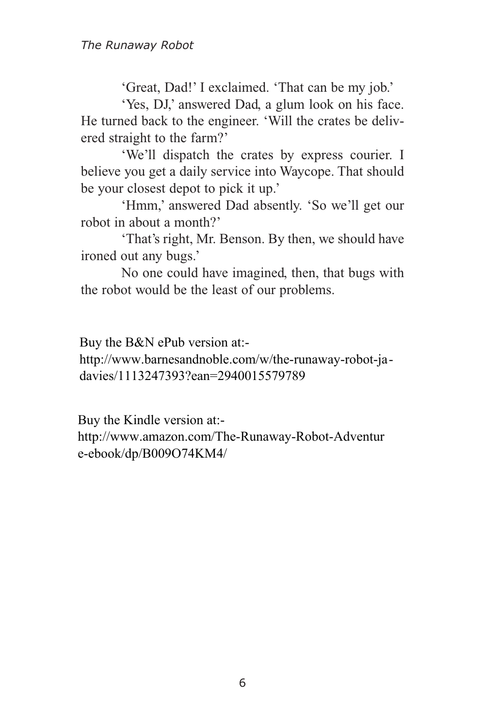'Great, Dad!' I exclaimed. 'That can be my job.'

'Yes, DJ,' answered Dad, a glum look on his face. He turned back to the engineer. 'Will the crates be delivered straight to the farm?'

'We'll dispatch the crates by express courier. I believe you get a daily service into Waycope. That should be your closest depot to pick it up.'

'Hmm,' answered Dad absently. 'So we'll get our robot in about a month?'

'That's right, Mr. Benson. By then, we should have ironed out any bugs.'

No one could have imagined, then, that bugs with the robot would be the least of our problems.

Buy the B&N ePub version at:-
http://www.barnesandnoble.com/w/the-runaway-robot-ja-davies/1113247393?ean=2940015579789

Buy the Kindle version at:-
http://www.amazon.com/The-Runaway-Robot-Adventure-ebook/dp/B009O74KM4/